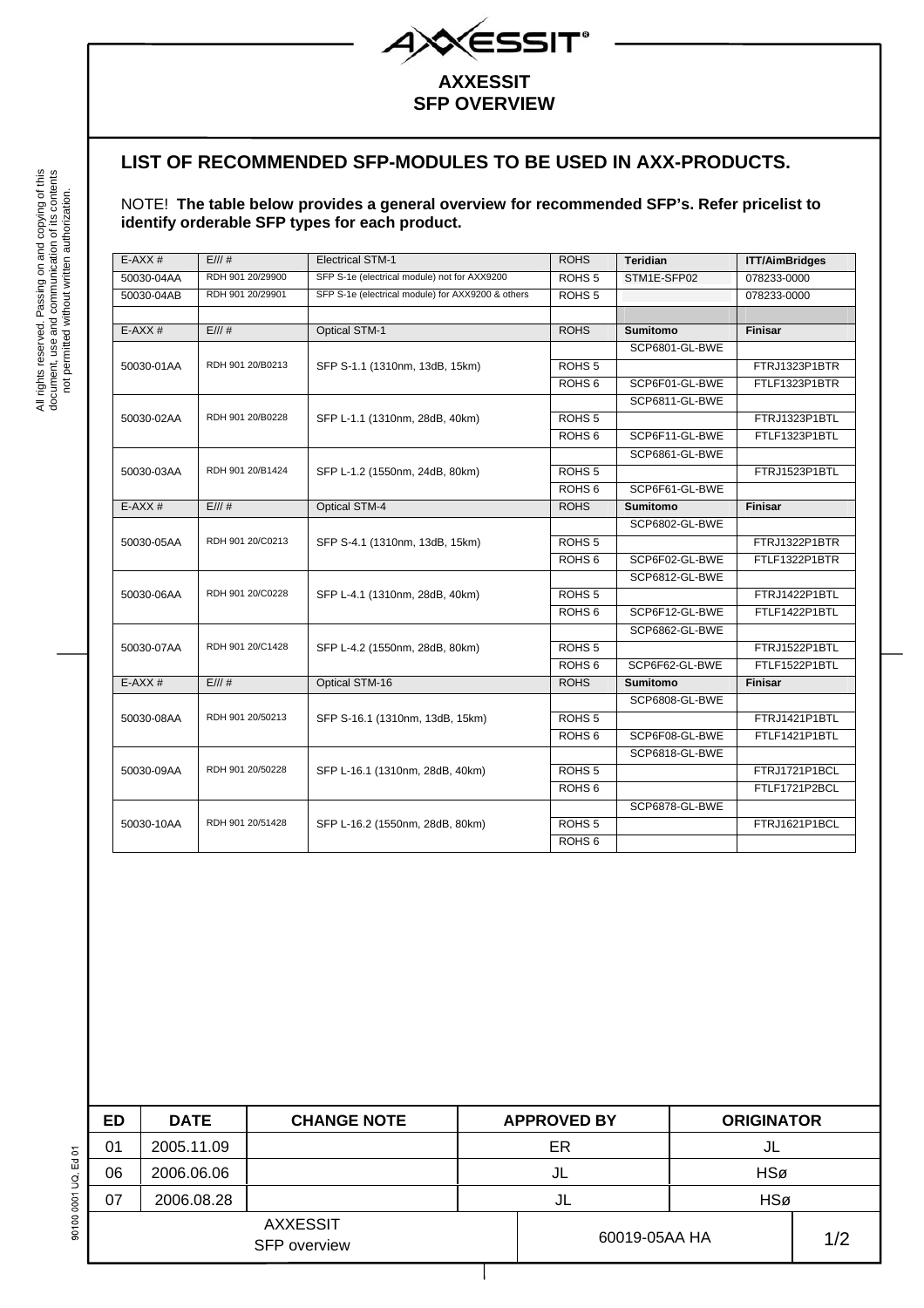# AXXESSIT
## SFP OVERVIEW

## LIST OF RECOMMENDED SFP-MODULES TO BE USED IN AXX-PRODUCTS.

NOTE! **The table below provides a general overview for recommended SFP's. Refer pricelist to identify orderable SFP types for each product.**

| E-AXX # | E/// # | Electrical STM-1 | ROHS | Teridian | ITT/AimBridges |
|---|---|---|---|---|---|
| 50030-04AA | RDH 901 20/29900 | SFP S-1e (electrical module) not for AXX9200 | ROHS 5 | STM1E-SFP02 | 078233-0000 |
| 50030-04AB | RDH 901 20/29901 | SFP S-1e (electrical module) for AXX9200 & others | ROHS 5 | | 078233-0000 |
| | | | | | |
| **E-AXX #** | **E/// #** | **Optical STM-1** | **ROHS** | **Sumitomo** | **Finisar** |
| 50030-01AA | RDH 901 20/B0213 | SFP S-1.1 (1310nm, 13dB, 15km) | | SCP6801-GL-BWE | |
| | | | ROHS 5 | | FTRJ1323P1BTR |
| | | | ROHS 6 | SCP6F01-GL-BWE | FTLF1323P1BTR |
| 50030-02AA | RDH 901 20/B0228 | SFP L-1.1 (1310nm, 28dB, 40km) | | SCP6811-GL-BWE | |
| | | | ROHS 5 | | FTRJ1323P1BTL |
| | | | ROHS 6 | SCP6F11-GL-BWE | FTLF1323P1BTL |
| 50030-03AA | RDH 901 20/B1424 | SFP L-1.2 (1550nm, 24dB, 80km) | | SCP6861-GL-BWE | |
| | | | ROHS 5 | | FTRJ1523P1BTL |
| | | | ROHS 6 | SCP6F61-GL-BWE | |
| **E-AXX #** | **E/// #** | **Optical STM-4** | **ROHS** | **Sumitomo** | **Finisar** |
| 50030-05AA | RDH 901 20/C0213 | SFP S-4.1 (1310nm, 13dB, 15km) | | SCP6802-GL-BWE | |
| | | | ROHS 5 | | FTRJ1322P1BTR |
| | | | ROHS 6 | SCP6F02-GL-BWE | FTLF1322P1BTR |
| 50030-06AA | RDH 901 20/C0228 | SFP L-4.1 (1310nm, 28dB, 40km) | | SCP6812-GL-BWE | |
| | | | ROHS 5 | | FTRJ1422P1BTL |
| | | | ROHS 6 | SCP6F12-GL-BWE | FTLF1422P1BTL |
| 50030-07AA | RDH 901 20/C1428 | SFP L-4.2 (1550nm, 28dB, 80km) | | SCP6862-GL-BWE | |
| | | | ROHS 5 | | FTRJ1522P1BTL |
| | | | ROHS 6 | SCP6F62-GL-BWE | FTLF1522P1BTL |
| **E-AXX #** | **E/// #** | **Optical STM-16** | **ROHS** | **Sumitomo** | **Finisar** |
| 50030-08AA | RDH 901 20/50213 | SFP S-16.1 (1310nm, 13dB, 15km) | | SCP6808-GL-BWE | |
| | | | ROHS 5 | | FTRJ1421P1BTL |
| | | | ROHS 6 | SCP6F08-GL-BWE | FTLF1421P1BTL |
| 50030-09AA | RDH 901 20/50228 | SFP L-16.1 (1310nm, 28dB, 40km) | | SCP6818-GL-BWE | |
| | | | ROHS 5 | | FTRJ1721P1BCL |
| | | | ROHS 6 | | FTLF1721P2BCL |
| 50030-10AA | RDH 901 20/51428 | SFP L-16.2 (1550nm, 28dB, 80km) | | SCP6878-GL-BWE | |
| | | | ROHS 5 | | FTRJ1621P1BCL |
| | | | ROHS 6 | | |

| ED | DATE | CHANGE NOTE | APPROVED BY | ORIGINATOR |
|---|---|---|---|---|
| 01 | 2005.11.09 | | ER | JL |
| 06 | 2006.06.06 | | JL | HSø |
| 07 | 2006.08.28 | | JL | HSø |

AXXESSIT
SFP overview

60019-05AA HA

All rights reserved. Passing on and copying of this document, use and communication of its contents not permitted without written authorization.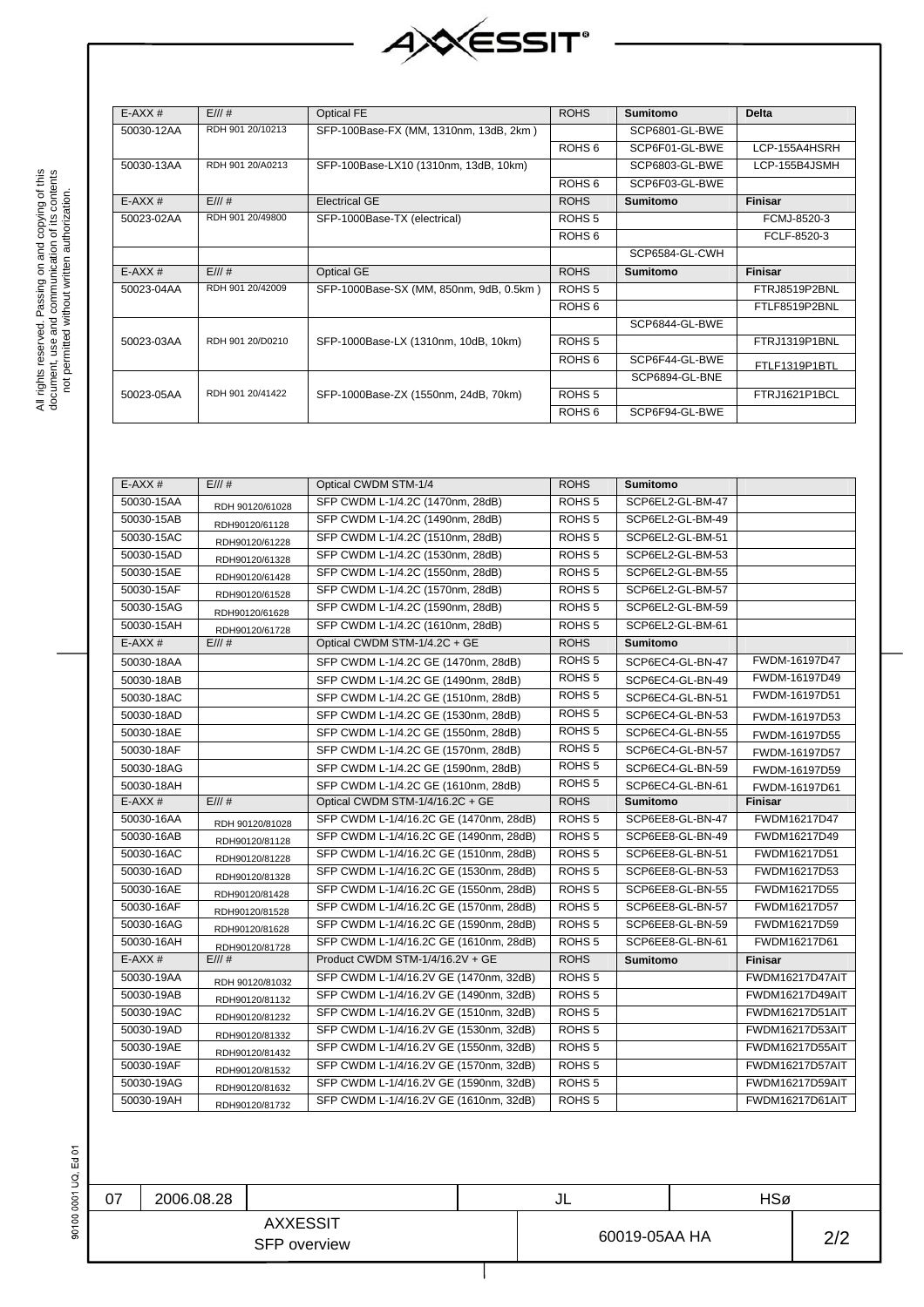| E-AXX # | E/// # | Optical FE | ROHS | Sumitomo | Delta |
|---|---|---|---|---|---|
| 50030-12AA | RDH 901 20/10213 | SFP-100Base-FX (MM, 1310nm, 13dB, 2km ) | | SCP6801-GL-BWE | |
| | | | ROHS 6 | SCP6F01-GL-BWE | LCP-155A4HSRH |
| 50030-13AA | RDH 901 20/A0213 | SFP-100Base-LX10 (1310nm, 13dB, 10km) | | SCP6803-GL-BWE | LCP-155B4JSMH |
| | | | ROHS 6 | SCP6F03-GL-BWE | |
| **E-AXX #** | **E/// #** | **Electrical GE** | **ROHS** | **Sumitomo** | **Finisar** |
| 50023-02AA | RDH 901 20/49800 | SFP-1000Base-TX (electrical) | ROHS 5 | | FCMJ-8520-3 |
| | | | ROHS 6 | | FCLF-8520-3 |
| | | | | SCP6584-GL-CWH | |
| **E-AXX #** | **E/// #** | **Optical GE** | **ROHS** | **Sumitomo** | **Finisar** |
| 50023-04AA | RDH 901 20/42009 | SFP-1000Base-SX (MM, 850nm, 9dB, 0.5km ) | ROHS 5 | | FTRJ8519P2BNL |
| | | | ROHS 6 | | FTLF8519P2BNL |
| 50023-03AA | RDH 901 20/D0210 | SFP-1000Base-LX (1310nm, 10dB, 10km) | | SCP6844-GL-BWE | |
| | | | ROHS 5 | | FTRJ1319P1BNL |
| | | | ROHS 6 | SCP6F44-GL-BWE | FTLF1319P1BTL |
| 50023-05AA | RDH 901 20/41422 | SFP-1000Base-ZX (1550nm, 24dB, 70km) | | SCP6894-GL-BNE | |
| | | | ROHS 5 | | FTRJ1621P1BCL |
| | | | ROHS 6 | SCP6F94-GL-BWE | |

| E-AXX # | E/// # | Optical CWDM STM-1/4 | ROHS | Sumitomo | |
|---|---|---|---|---|---|
| 50030-15AA | RDH 90120/61028 | SFP CWDM L-1/4.2C (1470nm, 28dB) | ROHS 5 | SCP6EL2-GL-BM-47 | |
| 50030-15AB | RDH90120/61128 | SFP CWDM L-1/4.2C (1490nm, 28dB) | ROHS 5 | SCP6EL2-GL-BM-49 | |
| 50030-15AC | RDH90120/61228 | SFP CWDM L-1/4.2C (1510nm, 28dB) | ROHS 5 | SCP6EL2-GL-BM-51 | |
| 50030-15AD | RDH90120/61328 | SFP CWDM L-1/4.2C (1530nm, 28dB) | ROHS 5 | SCP6EL2-GL-BM-53 | |
| 50030-15AE | RDH90120/61428 | SFP CWDM L-1/4.2C (1550nm, 28dB) | ROHS 5 | SCP6EL2-GL-BM-55 | |
| 50030-15AF | RDH90120/61528 | SFP CWDM L-1/4.2C (1570nm, 28dB) | ROHS 5 | SCP6EL2-GL-BM-57 | |
| 50030-15AG | RDH90120/61628 | SFP CWDM L-1/4.2C (1590nm, 28dB) | ROHS 5 | SCP6EL2-GL-BM-59 | |
| 50030-15AH | RDH90120/61728 | SFP CWDM L-1/4.2C (1610nm, 28dB) | ROHS 5 | SCP6EL2-GL-BM-61 | |
| **E-AXX #** | **E/// #** | **Optical CWDM STM-1/4.2C + GE** | **ROHS** | **Sumitomo** | |
| 50030-18AA | | SFP CWDM L-1/4.2C GE (1470nm, 28dB) | ROHS 5 | SCP6EC4-GL-BN-47 | FWDM-16197D47 |
| 50030-18AB | | SFP CWDM L-1/4.2C GE (1490nm, 28dB) | ROHS 5 | SCP6EC4-GL-BN-49 | FWDM-16197D49 |
| 50030-18AC | | SFP CWDM L-1/4.2C GE (1510nm, 28dB) | ROHS 5 | SCP6EC4-GL-BN-51 | FWDM-16197D51 |
| 50030-18AD | | SFP CWDM L-1/4.2C GE (1530nm, 28dB) | ROHS 5 | SCP6EC4-GL-BN-53 | FWDM-16197D53 |
| 50030-18AE | | SFP CWDM L-1/4.2C GE (1550nm, 28dB) | ROHS 5 | SCP6EC4-GL-BN-55 | FWDM-16197D55 |
| 50030-18AF | | SFP CWDM L-1/4.2C GE (1570nm, 28dB) | ROHS 5 | SCP6EC4-GL-BN-57 | FWDM-16197D57 |
| 50030-18AG | | SFP CWDM L-1/4.2C GE (1590nm, 28dB) | ROHS 5 | SCP6EC4-GL-BN-59 | FWDM-16197D59 |
| 50030-18AH | | SFP CWDM L-1/4.2C GE (1610nm, 28dB) | ROHS 5 | SCP6EC4-GL-BN-61 | FWDM-16197D61 |
| **E-AXX #** | **E/// #** | **Optical CWDM STM-1/4/16.2C + GE** | **ROHS** | **Sumitomo** | **Finisar** |
| 50030-16AA | RDH 90120/81028 | SFP CWDM L-1/4/16.2C GE (1470nm, 28dB) | ROHS 5 | SCP6EE8-GL-BN-47 | FWDM16217D47 |
| 50030-16AB | RDH90120/81128 | SFP CWDM L-1/4/16.2C GE (1490nm, 28dB) | ROHS 5 | SCP6EE8-GL-BN-49 | FWDM16217D49 |
| 50030-16AC | RDH90120/81228 | SFP CWDM L-1/4/16.2C GE (1510nm, 28dB) | ROHS 5 | SCP6EE8-GL-BN-51 | FWDM16217D51 |
| 50030-16AD | RDH90120/81328 | SFP CWDM L-1/4/16.2C GE (1530nm, 28dB) | ROHS 5 | SCP6EE8-GL-BN-53 | FWDM16217D53 |
| 50030-16AE | RDH90120/81428 | SFP CWDM L-1/4/16.2C GE (1550nm, 28dB) | ROHS 5 | SCP6EE8-GL-BN-55 | FWDM16217D55 |
| 50030-16AF | RDH90120/81528 | SFP CWDM L-1/4/16.2C GE (1570nm, 28dB) | ROHS 5 | SCP6EE8-GL-BN-57 | FWDM16217D57 |
| 50030-16AG | RDH90120/81628 | SFP CWDM L-1/4/16.2C GE (1590nm, 28dB) | ROHS 5 | SCP6EE8-GL-BN-59 | FWDM16217D59 |
| 50030-16AH | RDH90120/81728 | SFP CWDM L-1/4/16.2C GE (1610nm, 28dB) | ROHS 5 | SCP6EE8-GL-BN-61 | FWDM16217D61 |
| **E-AXX #** | **E/// #** | **Product CWDM STM-1/4/16.2V + GE** | **ROHS** | **Sumitomo** | **Finisar** |
| 50030-19AA | RDH 90120/81032 | SFP CWDM L-1/4/16.2V GE (1470nm, 32dB) | ROHS 5 | | FWDM16217D47AIT |
| 50030-19AB | RDH90120/81132 | SFP CWDM L-1/4/16.2V GE (1490nm, 32dB) | ROHS 5 | | FWDM16217D49AIT |
| 50030-19AC | RDH90120/81232 | SFP CWDM L-1/4/16.2V GE (1510nm, 32dB) | ROHS 5 | | FWDM16217D51AIT |
| 50030-19AD | RDH90120/81332 | SFP CWDM L-1/4/16.2V GE (1530nm, 32dB) | ROHS 5 | | FWDM16217D53AIT |
| 50030-19AE | RDH90120/81432 | SFP CWDM L-1/4/16.2V GE (1550nm, 32dB) | ROHS 5 | | FWDM16217D55AIT |
| 50030-19AF | RDH90120/81532 | SFP CWDM L-1/4/16.2V GE (1570nm, 32dB) | ROHS 5 | | FWDM16217D57AIT |
| 50030-19AG | RDH90120/81632 | SFP CWDM L-1/4/16.2V GE (1590nm, 32dB) | ROHS 5 | | FWDM16217D59AIT |
| 50030-19AH | RDH90120/81732 | SFP CWDM L-1/4/16.2V GE (1610nm, 32dB) | ROHS 5 | | FWDM16217D61AIT |

All rights reserved. Passing on and copying of this document, use and communication of its contents not permitted without written authorization.

| | | | | |
|---|---|---|---|---|
| 07 | 2006.08.28 | | JL | HSø |
| AXXESSIT SFP overview | | | 60019-05AA HA | 2/2 |

90100 0001 UQ, Ed 01